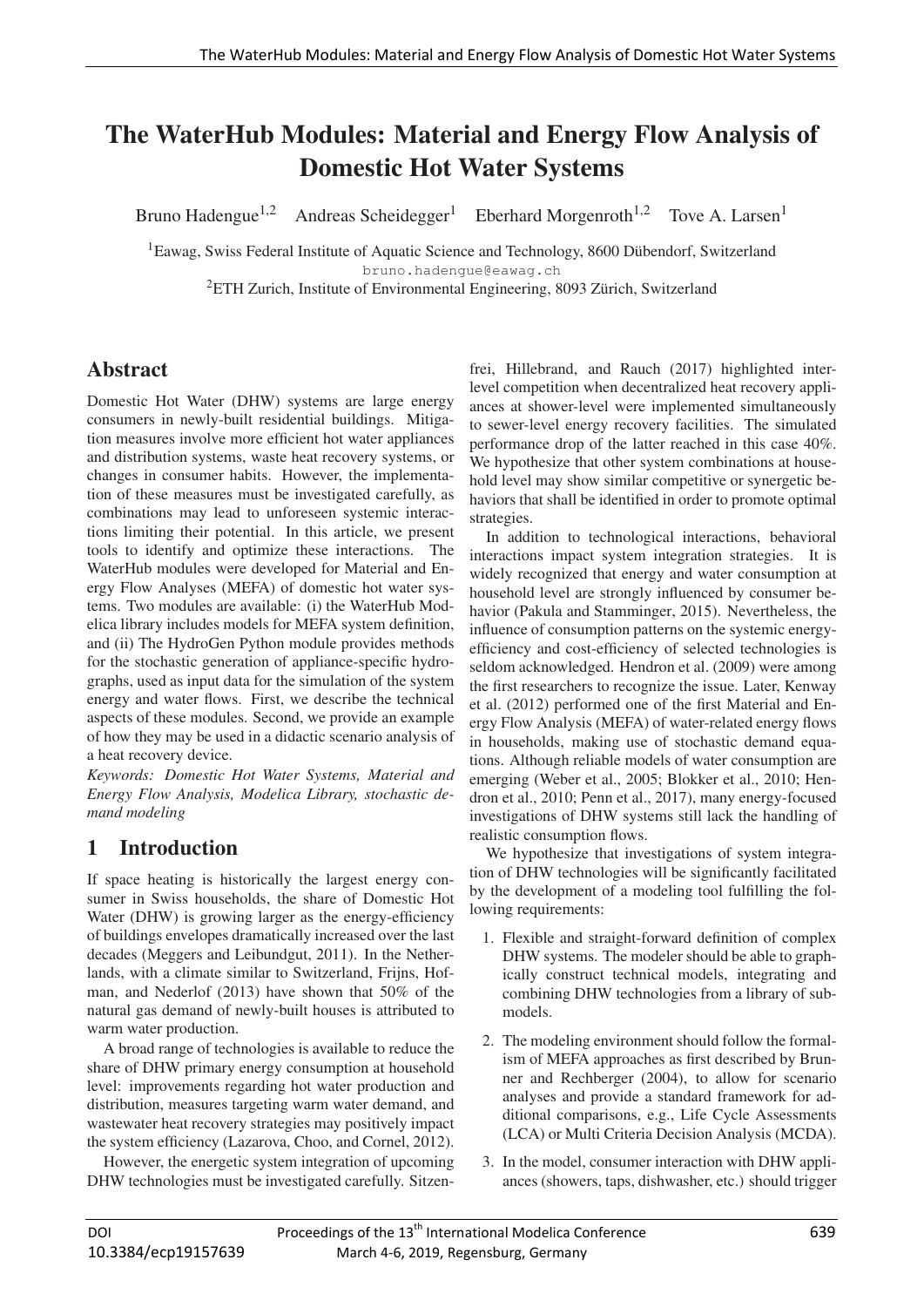# The WaterHub Modules: Material and Energy Flow Analysis of Domestic Hot Water Systems

Bruno Hadengue[1,2] Andreas Scheidegger[1] Eberhard Morgenroth[1,2] Tove A. Larsen[1]

[1]Eawag, Swiss Federal Institute of Aquatic Science and Technology, 8600 Dübendorf, Switzerland
bruno.hadengue@eawag.ch
[2]ETH Zurich, Institute of Environmental Engineering, 8093 Zürich, Switzerland

## Abstract

Domestic Hot Water (DHW) systems are large energy consumers in newly-built residential buildings. Mitigation measures involve more efficient hot water appliances and distribution systems, waste heat recovery systems, or changes in consumer habits. However, the implementation of these measures must be investigated carefully, as combinations may lead to unforeseen systemic interactions limiting their potential. In this article, we present tools to identify and optimize these interactions. The WaterHub modules were developed for Material and Energy Flow Analyses (MEFA) of domestic hot water systems. Two modules are available: (i) the WaterHub Modelica library includes models for MEFA system definition, and (ii) The HydroGen Python module provides methods for the stochastic generation of appliance-specific hydrographs, used as input data for the simulation of the system energy and water flows. First, we describe the technical aspects of these modules. Second, we provide an example of how they may be used in a didactic scenario analysis of a heat recovery device.

*Keywords: Domestic Hot Water Systems, Material and Energy Flow Analysis, Modelica Library, stochastic demand modeling*

## 1 Introduction

If space heating is historically the largest energy consumer in Swiss households, the share of Domestic Hot Water (DHW) is growing larger as the energy-efficiency of buildings envelopes dramatically increased over the last decades (Meggers and Leibundgut, 2011). In the Netherlands, with a climate similar to Switzerland, Frijns, Hofman, and Nederlof (2013) have shown that 50% of the natural gas demand of newly-built houses is attributed to warm water production.

A broad range of technologies is available to reduce the share of DHW primary energy consumption at household level: improvements regarding hot water production and distribution, measures targeting warm water demand, and wastewater heat recovery strategies may positively impact the system efficiency (Lazarova, Choo, and Cornel, 2012).

However, the energetic system integration of upcoming DHW technologies must be investigated carefully. Sitzenfrei, Hillebrand, and Rauch (2017) highlighted inter-level competition when decentralized heat recovery appliances at shower-level were implemented simultaneously to sewer-level energy recovery facilities. The simulated performance drop of the latter reached in this case 40%. We hypothesize that other system combinations at household level may show similar competitive or synergetic behaviors that shall be identified in order to promote optimal strategies.

In addition to technological interactions, behavioral interactions impact system integration strategies. It is widely recognized that energy and water consumption at household level are strongly influenced by consumer behavior (Pakula and Stamminger, 2015). Nevertheless, the influence of consumption patterns on the systemic energy-efficiency and cost-efficiency of selected technologies is seldom acknowledged. Hendron et al. (2009) were among the first researchers to recognize the issue. Later, Kenway et al. (2012) performed one of the first Material and Energy Flow Analysis (MEFA) of water-related energy flows in households, making use of stochastic demand equations. Although reliable models of water consumption are emerging (Weber et al., 2005; Blokker et al., 2010; Hendron et al., 2010; Penn et al., 2017), many energy-focused investigations of DHW systems still lack the handling of realistic consumption flows.

We hypothesize that investigations of system integration of DHW technologies will be significantly facilitated by the development of a modeling tool fulfilling the following requirements:

1. Flexible and straight-forward definition of complex DHW systems. The modeler should be able to graphically construct technical models, integrating and combining DHW technologies from a library of submodels.
2. The modeling environment should follow the formalism of MEFA approaches as first described by Brunner and Rechberger (2004), to allow for scenario analyses and provide a standard framework for additional comparisons, e.g., Life Cycle Assessments (LCA) or Multi Criteria Decision Analysis (MCDA).
3. In the model, consumer interaction with DHW appliances (showers, taps, dishwasher, etc.) should trigger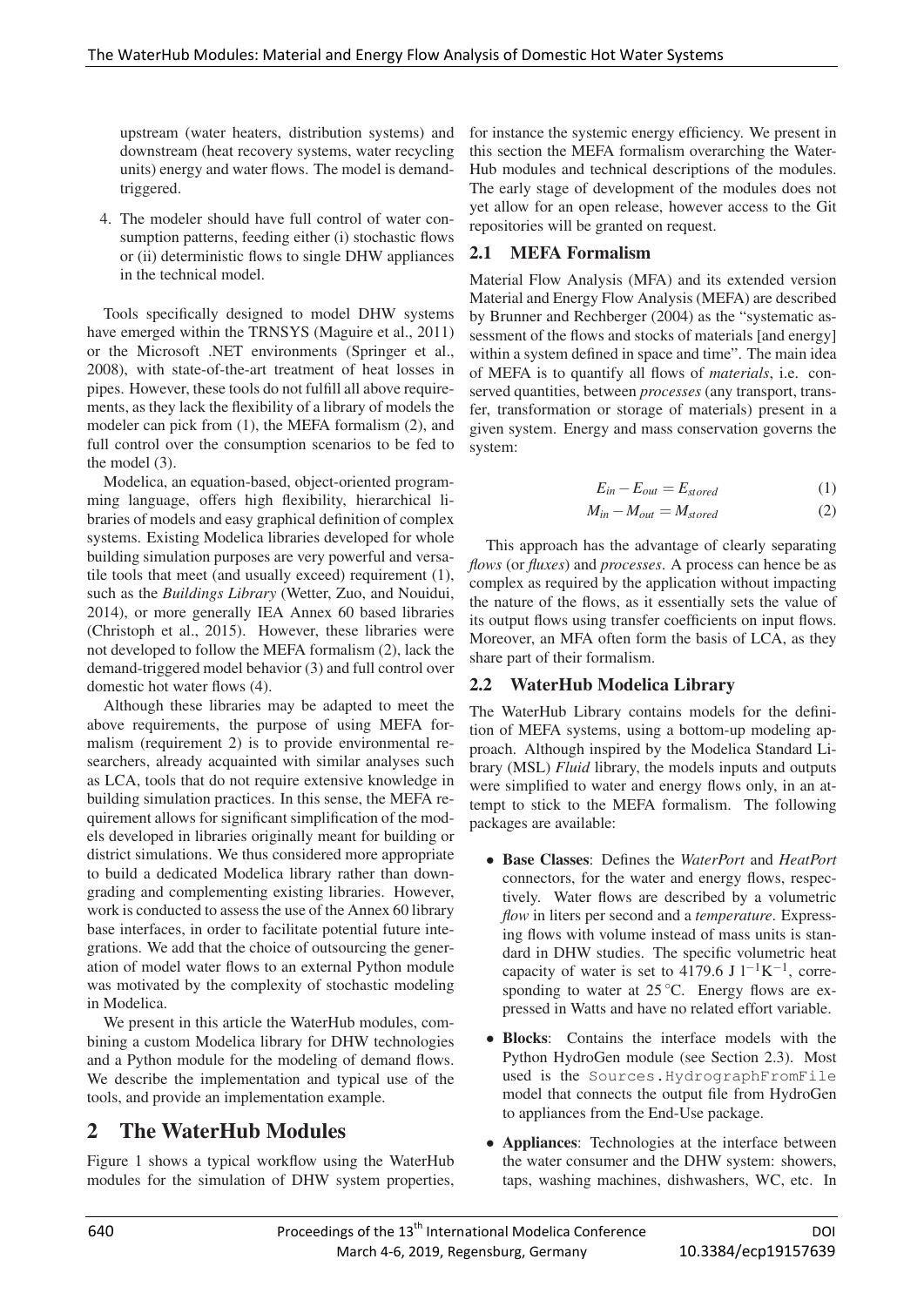upstream (water heaters, distribution systems) and downstream (heat recovery systems, water recycling units) energy and water flows. The model is demand-triggered.

4. The modeler should have full control of water consumption patterns, feeding either (i) stochastic flows or (ii) deterministic flows to single DHW appliances in the technical model.

Tools specifically designed to model DHW systems have emerged within the TRNSYS (Maguire et al., 2011) or the Microsoft .NET environments (Springer et al., 2008), with state-of-the-art treatment of heat losses in pipes. However, these tools do not fulfill all above requirements, as they lack the flexibility of a library of models the modeler can pick from (1), the MEFA formalism (2), and full control over the consumption scenarios to be fed to the model (3).

Modelica, an equation-based, object-oriented programming language, offers high flexibility, hierarchical libraries of models and easy graphical definition of complex systems. Existing Modelica libraries developed for whole building simulation purposes are very powerful and versatile tools that meet (and usually exceed) requirement (1), such as the *Buildings Library* (Wetter, Zuo, and Nouidui, 2014), or more generally IEA Annex 60 based libraries (Christoph et al., 2015). However, these libraries were not developed to follow the MEFA formalism (2), lack the demand-triggered model behavior (3) and full control over domestic hot water flows (4).

Although these libraries may be adapted to meet the above requirements, the purpose of using MEFA formalism (requirement 2) is to provide environmental researchers, already acquainted with similar analyses such as LCA, tools that do not require extensive knowledge in building simulation practices. In this sense, the MEFA requirement allows for significant simplification of the models developed in libraries originally meant for building or district simulations. We thus considered more appropriate to build a dedicated Modelica library rather than downgrading and complementing existing libraries. However, work is conducted to assess the use of the Annex 60 library base interfaces, in order to facilitate potential future integrations. We add that the choice of outsourcing the generation of model water flows to an external Python module was motivated by the complexity of stochastic modeling in Modelica.

We present in this article the WaterHub modules, combining a custom Modelica library for DHW technologies and a Python module for the modeling of demand flows. We describe the implementation and typical use of the tools, and provide an implementation example.

# 2 The WaterHub Modules

Figure 1 shows a typical workflow using the WaterHub modules for the simulation of DHW system properties, for instance the systemic energy efficiency. We present in this section the MEFA formalism overarching the WaterHub modules and technical descriptions of the modules. The early stage of development of the modules does not yet allow for an open release, however access to the Git repositories will be granted on request.

## 2.1 MEFA Formalism

Material Flow Analysis (MFA) and its extended version Material and Energy Flow Analysis (MEFA) are described by Brunner and Rechberger (2004) as the "systematic assessment of the flows and stocks of materials [and energy] within a system defined in space and time". The main idea of MEFA is to quantify all flows of *materials*, i.e. conserved quantities, between *processes* (any transport, transfer, transformation or storage of materials) present in a given system. Energy and mass conservation governs the system:

$$E_{in} - E_{out} = E_{stored} \tag{1}$$

$$M_{in} - M_{out} = M_{stored} \tag{2}$$

This approach has the advantage of clearly separating *flows* (or *fluxes*) and *processes*. A process can hence be as complex as required by the application without impacting the nature of the flows, as it essentially sets the value of its output flows using transfer coefficients on input flows. Moreover, an MFA often form the basis of LCA, as they share part of their formalism.

## 2.2 WaterHub Modelica Library

The WaterHub Library contains models for the definition of MEFA systems, using a bottom-up modeling approach. Although inspired by the Modelica Standard Library (MSL) *Fluid* library, the models inputs and outputs were simplified to water and energy flows only, in an attempt to stick to the MEFA formalism. The following packages are available:

- **Base Classes**: Defines the *WaterPort* and *HeatPort* connectors, for the water and energy flows, respectively. Water flows are described by a volumetric *flow* in liters per second and a *temperature*. Expressing flows with volume instead of mass units is standard in DHW studies. The specific volumetric heat capacity of water is set to 4179.6 J $l^{-1}K^{-1}$, corresponding to water at 25 °C. Energy flows are expressed in Watts and have no related effort variable.
- **Blocks**: Contains the interface models with the Python HydroGen module (see Section 2.3). Most used is the `Sources.HydrographFromFile` model that connects the output file from HydroGen to appliances from the End-Use package.
- **Appliances**: Technologies at the interface between the water consumer and the DHW system: showers, taps, washing machines, dishwashers, WC, etc. In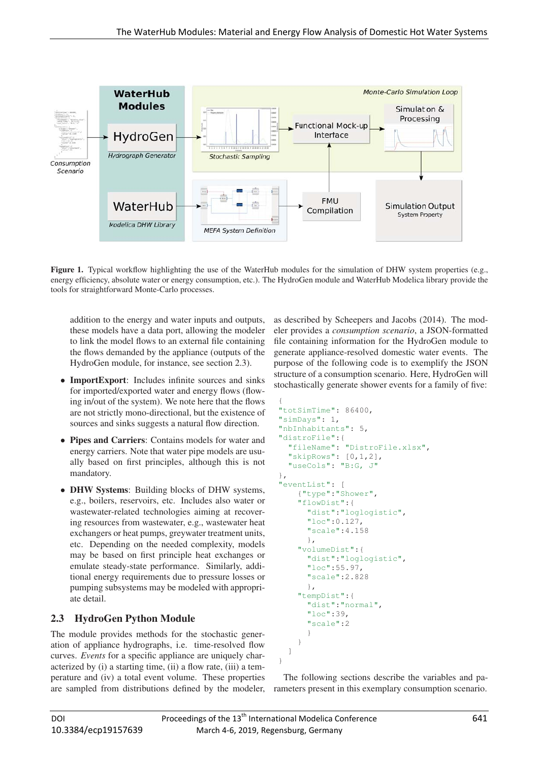**Figure 1.** Typical workflow highlighting the use of the WaterHub modules for the simulation of DHW system properties (e.g., energy efficiency, absolute water or energy consumption, etc.). The HydroGen module and WaterHub Modelica library provide the tools for straightforward Monte-Carlo processes.

addition to the energy and water inputs and outputs, these models have a data port, allowing the modeler to link the model flows to an external file containing the flows demanded by the appliance (outputs of the HydroGen module, for instance, see section 2.3).

- **ImportExport**: Includes infinite sources and sinks for imported/exported water and energy flows (flowing in/out of the system). We note here that the flows are not strictly mono-directional, but the existence of sources and sinks suggests a natural flow direction.
- **Pipes and Carriers**: Contains models for water and energy carriers. Note that water pipe models are usually based on first principles, although this is not mandatory.
- **DHW Systems**: Building blocks of DHW systems, e.g., boilers, reservoirs, etc. Includes also water or wastewater-related technologies aiming at recovering resources from wastewater, e.g., wastewater heat exchangers or heat pumps, greywater treatment units, etc. Depending on the needed complexity, models may be based on first principle heat exchanges or emulate steady-state performance. Similarly, additional energy requirements due to pressure losses or pumping subsystems may be modeled with appropriate detail.

## 2.3 HydroGen Python Module

The module provides methods for the stochastic generation of appliance hydrographs, i.e. time-resolved flow curves. *Events* for a specific appliance are uniquely characterized by (i) a starting time, (ii) a flow rate, (iii) a temperature and (iv) a total event volume. These properties are sampled from distributions defined by the modeler, as described by Scheepers and Jacobs (2014). The modeler provides a *consumption scenario*, a JSON-formatted file containing information for the HydroGen module to generate appliance-resolved domestic water events. The purpose of the following code is to exemplify the JSON structure of a consumption scenario. Here, HydroGen will stochastically generate shower events for a family of five:

```
{
"totSimTime": 86400,
"simDays": 1,
"nbInhabitants": 5,
"distroFile":{
  "fileName": "DistroFile.xlsx",
  "skipRows": [0,1,2],
  "useCols": "B:G, J"
},
"eventList": [
    {"type":"Shower",
    "flowDist":{
      "dist":"loglogistic",
      "loc":0.127,
      "scale":4.158
      },
    "volumeDist":{
      "dist":"loglogistic",
      "loc":55.97,
      "scale":2.828
      },
    "tempDist":{
      "dist":"normal",
      "loc":39,
      "scale":2
      }
    }
  ]
}
```

The following sections describe the variables and parameters present in this exemplary consumption scenario.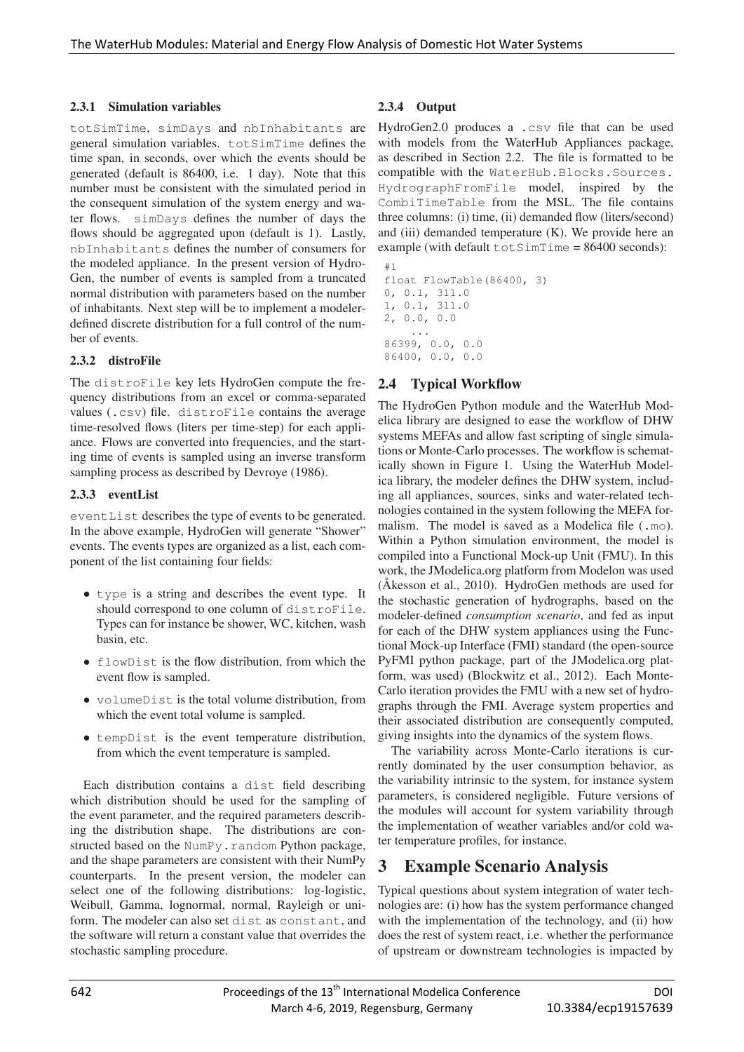#### 2.3.1 Simulation variables

totSimTime, simDays and nbInhabitants are general simulation variables. totSimTime defines the time span, in seconds, over which the events should be generated (default is 86400, i.e. 1 day). Note that this number must be consistent with the simulated period in the consequent simulation of the system energy and water flows. simDays defines the number of days the flows should be aggregated upon (default is 1). Lastly, nbInhabitants defines the number of consumers for the modeled appliance. In the present version of HydroGen, the number of events is sampled from a truncated normal distribution with parameters based on the number of inhabitants. Next step will be to implement a modeler-defined discrete distribution for a full control of the number of events.

#### 2.3.2 distroFile

The distroFile key lets HydroGen compute the frequency distributions from an excel or comma-separated values (.csv) file. distroFile contains the average time-resolved flows (liters per time-step) for each appliance. Flows are converted into frequencies, and the starting time of events is sampled using an inverse transform sampling process as described by Devroye (1986).

#### 2.3.3 eventList

eventList describes the type of events to be generated. In the above example, HydroGen will generate "Shower" events. The events types are organized as a list, each component of the list containing four fields:

- type is a string and describes the event type. It should correspond to one column of distroFile. Types can for instance be shower, WC, kitchen, wash basin, etc.
- flowDist is the flow distribution, from which the event flow is sampled.
- volumeDist is the total volume distribution, from which the event total volume is sampled.
- tempDist is the event temperature distribution, from which the event temperature is sampled.

Each distribution contains a dist field describing which distribution should be used for the sampling of the event parameter, and the required parameters describing the distribution shape. The distributions are constructed based on the NumPy.random Python package, and the shape parameters are consistent with their NumPy counterparts. In the present version, the modeler can select one of the following distributions: log-logistic, Weibull, Gamma, lognormal, normal, Rayleigh or uniform. The modeler can also set dist as constant, and the software will return a constant value that overrides the stochastic sampling procedure.

#### 2.3.4 Output

HydroGen2.0 produces a .csv file that can be used with models from the WaterHub Appliances package, as described in Section 2.2. The file is formatted to be compatible with the WaterHub.Blocks.Sources. HydrographFromFile model, inspired by the CombiTimeTable from the MSL. The file contains three columns: (i) time, (ii) demanded flow (liters/second) and (iii) demanded temperature (K). We provide here an example (with default totSimTime = 86400 seconds):

```
#1
float FlowTable(86400, 3)
0, 0.1, 311.0
1, 0.1, 311.0
2, 0.0, 0.0
    ...
86399, 0.0, 0.0
86400, 0.0, 0.0
```

### 2.4 Typical Workflow

The HydroGen Python module and the WaterHub Modelica library are designed to ease the workflow of DHW systems MEFAs and allow fast scripting of single simulations or Monte-Carlo processes. The workflow is schematically shown in Figure 1. Using the WaterHub Modelica library, the modeler defines the DHW system, including all appliances, sources, sinks and water-related technologies contained in the system following the MEFA formalism. The model is saved as a Modelica file (.mo). Within a Python simulation environment, the model is compiled into a Functional Mock-up Unit (FMU). In this work, the JModelica.org platform from Modelon was used (Åkesson et al., 2010). HydroGen methods are used for the stochastic generation of hydrographs, based on the modeler-defined *consumption scenario*, and fed as input for each of the DHW system appliances using the Functional Mock-up Interface (FMI) standard (the open-source PyFMI python package, part of the JModelica.org platform, was used) (Blockwitz et al., 2012). Each Monte-Carlo iteration provides the FMU with a new set of hydrographs through the FMI. Average system properties and their associated distribution are consequently computed, giving insights into the dynamics of the system flows.

The variability across Monte-Carlo iterations is currently dominated by the user consumption behavior, as the variability intrinsic to the system, for instance system parameters, is considered negligible. Future versions of the modules will account for system variability through the implementation of weather variables and/or cold water temperature profiles, for instance.

## 3 Example Scenario Analysis

Typical questions about system integration of water technologies are: (i) how has the system performance changed with the implementation of the technology, and (ii) how does the rest of system react, i.e. whether the performance of upstream or downstream technologies is impacted by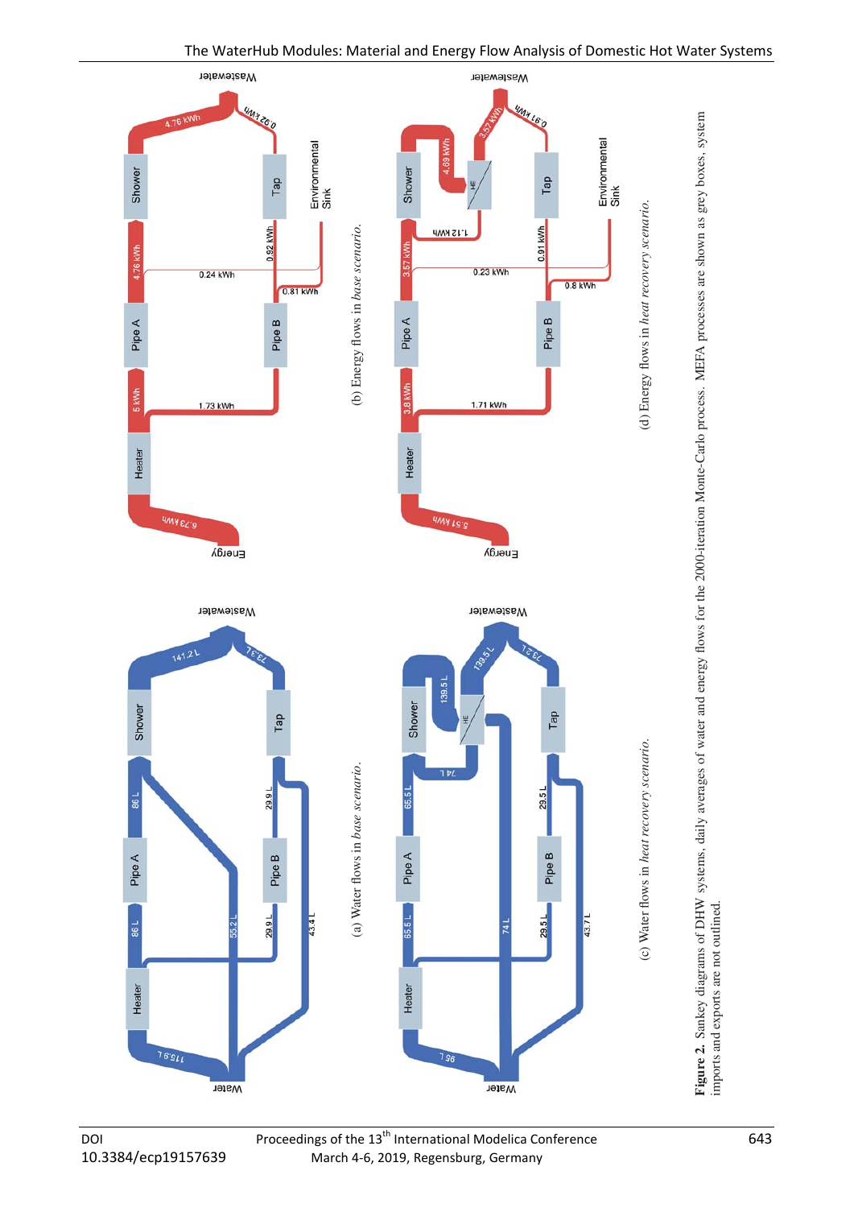(a) Water flows in *base scenario*.

(b) Energy flows in *base scenario*.

(c) Water flows in *heat recovery scenario*.

(d) Energy flows in *heat recovery scenario*.

**Figure 2.** Sankey diagrams of DHW systems, daily averages of water and energy flows for the 2000-iteration Monte-Carlo process. MEFA processes are shown as grey boxes, system imports and exports are not outlined.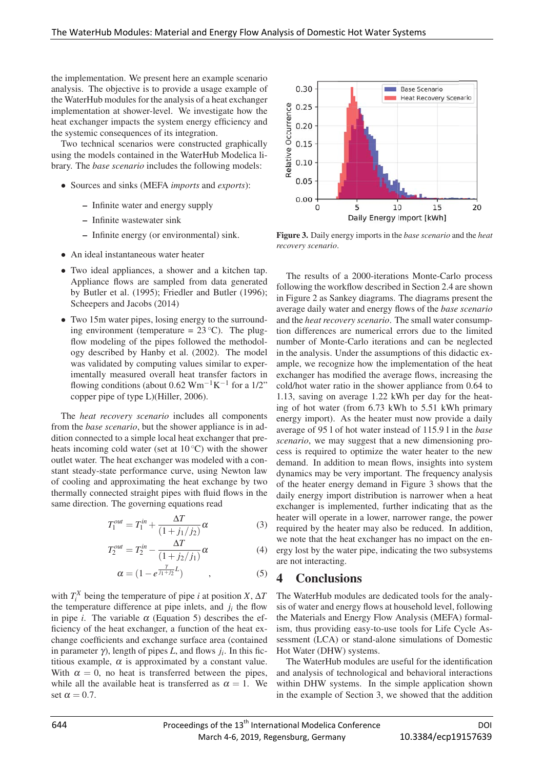the implementation. We present here an example scenario analysis. The objective is to provide a usage example of the WaterHub modules for the analysis of a heat exchanger implementation at shower-level. We investigate how the heat exchanger impacts the system energy efficiency and the systemic consequences of its integration.

Two technical scenarios were constructed graphically using the models contained in the WaterHub Modelica library. The *base scenario* includes the following models:

- Sources and sinks (MEFA *imports* and *exports*):
  - Infinite water and energy supply
  - Infinite wastewater sink
  - Infinite energy (or environmental) sink.
- An ideal instantaneous water heater
- Two ideal appliances, a shower and a kitchen tap. Appliance flows are sampled from data generated by Butler et al. (1995); Friedler and Butler (1996); Scheepers and Jacobs (2014)
- Two 15m water pipes, losing energy to the surrounding environment (temperature = 23 °C). The plug-flow modeling of the pipes followed the methodology described by Hanby et al. (2002). The model was validated by computing values similar to experimentally measured overall heat transfer factors in flowing conditions (about 0.62 $\mathrm{Wm^{-1}K^{-1}}$ for a 1/2” copper pipe of type L)(Hiller, 2006).

The *heat recovery scenario* includes all components from the *base scenario*, but the shower appliance is in addition connected to a simple local heat exchanger that preheats incoming cold water (set at 10 °C) with the shower outlet water. The heat exchanger was modeled with a constant steady-state performance curve, using Newton law of cooling and approximating the heat exchange by two thermally connected straight pipes with fluid flows in the same direction. The governing equations read

$$T_1^{out} = T_1^{in} + \frac{\Delta T}{(1 + j_1/j_2)}\alpha \tag{3}$$

$$T_2^{out} = T_2^{in} - \frac{\Delta T}{(1 + j_2/j_1)}\alpha \tag{4}$$

$$\alpha = (1 - e^{\frac{\gamma}{j_1+j_2}L}) \quad , \tag{5}$$

with $T_i^X$ being the temperature of pipe $i$ at position $X$, $\Delta T$ the temperature difference at pipe inlets, and $j_i$ the flow in pipe $i$. The variable $\alpha$ (Equation 5) describes the efficiency of the heat exchanger, a function of the heat exchange coefficients and exchange surface area (contained in parameter $\gamma$), length of pipes $L$, and flows $j_i$. In this fictitious example, $\alpha$ is approximated by a constant value. With $\alpha = 0$, no heat is transferred between the pipes, while all the available heat is transferred as $\alpha = 1$. We set $\alpha = 0.7$.

**Figure 3.** Daily energy imports in the *base scenario* and the *heat recovery scenario*.

The results of a 2000-iterations Monte-Carlo process following the workflow described in Section 2.4 are shown in Figure 2 as Sankey diagrams. The diagrams present the average daily water and energy flows of the *base scenario* and the *heat recovery scenario*. The small water consumption differences are numerical errors due to the limited number of Monte-Carlo iterations and can be neglected in the analysis. Under the assumptions of this didactic example, we recognize how the implementation of the heat exchanger has modified the average flows, increasing the cold/hot water ratio in the shower appliance from 0.64 to 1.13, saving on average 1.22 kWh per day for the heating of hot water (from 6.73 kWh to 5.51 kWh primary energy import). As the heater must now provide a daily average of 95 l of hot water instead of 115.9 l in the *base scenario*, we may suggest that a new dimensioning process is required to optimize the water heater to the new demand. In addition to mean flows, insights into system dynamics may be very important. The frequency analysis of the heater energy demand in Figure 3 shows that the daily energy import distribution is narrower when a heat exchanger is implemented, further indicating that as the heater will operate in a lower, narrower range, the power required by the heater may also be reduced. In addition, we note that the heat exchanger has no impact on the energy lost by the water pipe, indicating the two subsystems are not interacting.

## 4 Conclusions

The WaterHub modules are dedicated tools for the analysis of water and energy flows at household level, following the Materials and Energy Flow Analysis (MEFA) formalism, thus providing easy-to-use tools for Life Cycle Assessment (LCA) or stand-alone simulations of Domestic Hot Water (DHW) systems.

The WaterHub modules are useful for the identification and analysis of technological and behavioral interactions within DHW systems. In the simple application shown in the example of Section 3, we showed that the addition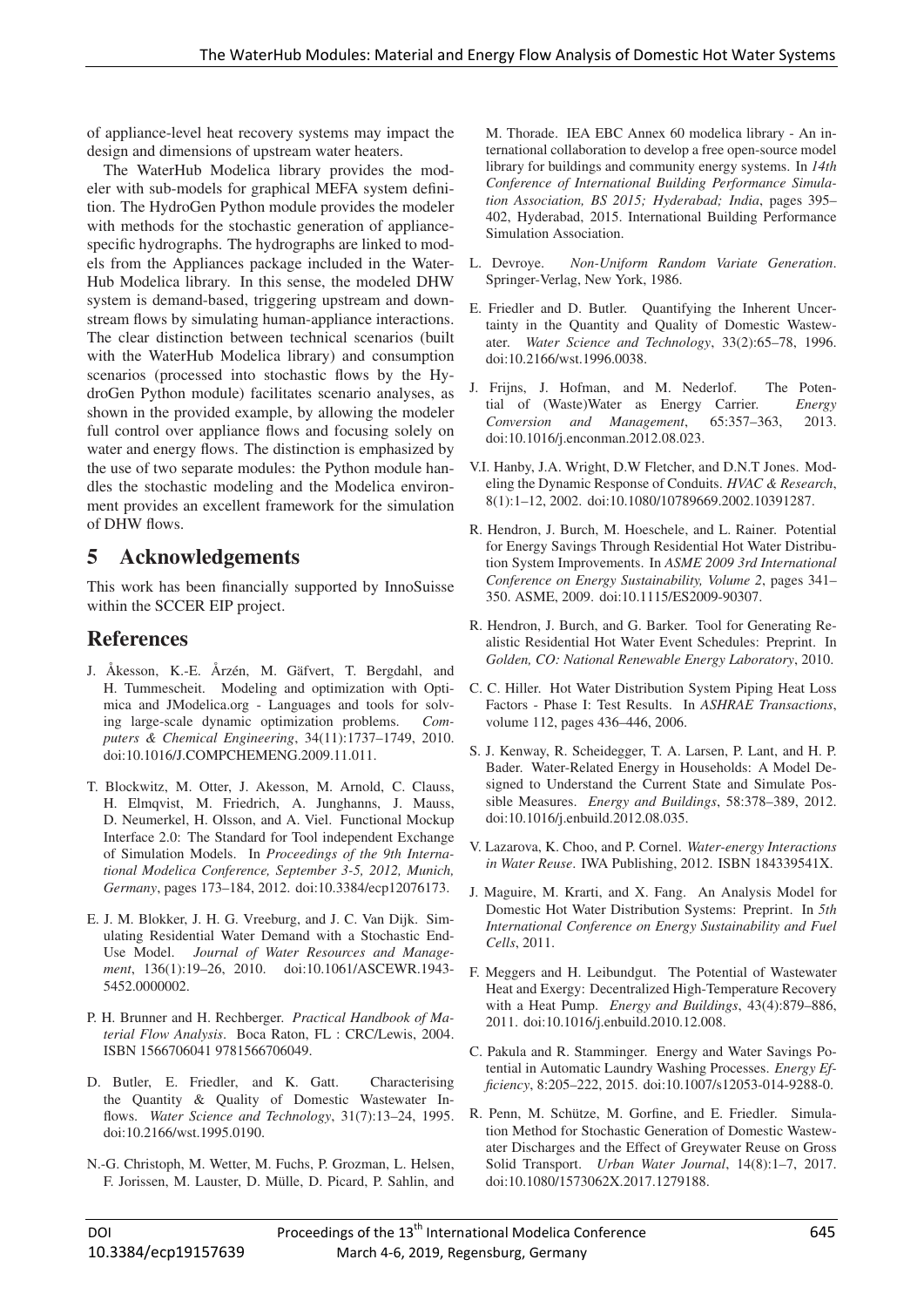of appliance-level heat recovery systems may impact the design and dimensions of upstream water heaters.

The WaterHub Modelica library provides the modeler with sub-models for graphical MEFA system definition. The HydroGen Python module provides the modeler with methods for the stochastic generation of appliance-specific hydrographs. The hydrographs are linked to models from the Appliances package included in the WaterHub Modelica library. In this sense, the modeled DHW system is demand-based, triggering upstream and downstream flows by simulating human-appliance interactions. The clear distinction between technical scenarios (built with the WaterHub Modelica library) and consumption scenarios (processed into stochastic flows by the HydroGen Python module) facilitates scenario analyses, as shown in the provided example, by allowing the modeler full control over appliance flows and focusing solely on water and energy flows. The distinction is emphasized by the use of two separate modules: the Python module handles the stochastic modeling and the Modelica environment provides an excellent framework for the simulation of DHW flows.

# 5 Acknowledgements

This work has been financially supported by InnoSuisse within the SCCER EIP project.

# References

J. Åkesson, K.-E. Årzén, M. Gäfvert, T. Bergdahl, and H. Tummescheit. Modeling and optimization with Optimica and JModelica.org - Languages and tools for solving large-scale dynamic optimization problems. *Computers & Chemical Engineering*, 34(11):1737–1749, 2010. doi:10.1016/J.COMPCHEMENG.2009.11.011.

T. Blockwitz, M. Otter, J. Akesson, M. Arnold, C. Clauss, H. Elmqvist, M. Friedrich, A. Junghanns, J. Mauss, D. Neumerkel, H. Olsson, and A. Viel. Functional Mockup Interface 2.0: The Standard for Tool independent Exchange of Simulation Models. In *Proceedings of the 9th International Modelica Conference, September 3-5, 2012, Munich, Germany*, pages 173–184, 2012. doi:10.3384/ecp12076173.

E. J. M. Blokker, J. H. G. Vreeburg, and J. C. Van Dijk. Simulating Residential Water Demand with a Stochastic End-Use Model. *Journal of Water Resources and Management*, 136(1):19–26, 2010. doi:10.1061/ASCEWR.1943-5452.0000002.

P. H. Brunner and H. Rechberger. *Practical Handbook of Material Flow Analysis*. Boca Raton, FL : CRC/Lewis, 2004. ISBN 1566706041 9781566706049.

D. Butler, E. Friedler, and K. Gatt. Characterising the Quantity & Quality of Domestic Wastewater Inflows. *Water Science and Technology*, 31(7):13–24, 1995. doi:10.2166/wst.1995.0190.

N.-G. Christoph, M. Wetter, M. Fuchs, P. Grozman, L. Helsen, F. Jorissen, M. Lauster, D. Mülle, D. Picard, P. Sahlin, and M. Thorade. IEA EBC Annex 60 modelica library - An international collaboration to develop a free open-source model library for buildings and community energy systems. In *14th Conference of International Building Performance Simulation Association, BS 2015; Hyderabad; India*, pages 395–402, Hyderabad, 2015. International Building Performance Simulation Association.

L. Devroye. *Non-Uniform Random Variate Generation*. Springer-Verlag, New York, 1986.

E. Friedler and D. Butler. Quantifying the Inherent Uncertainty in the Quantity and Quality of Domestic Wastewater. *Water Science and Technology*, 33(2):65–78, 1996. doi:10.2166/wst.1996.0038.

J. Frijns, J. Hofman, and M. Nederlof. The Potential of (Waste)Water as Energy Carrier. *Energy Conversion and Management*, 65:357–363, 2013. doi:10.1016/j.enconman.2012.08.023.

V.I. Hanby, J.A. Wright, D.W Fletcher, and D.N.T Jones. Modeling the Dynamic Response of Conduits. *HVAC & Research*, 8(1):1–12, 2002. doi:10.1080/10789669.2002.10391287.

R. Hendron, J. Burch, M. Hoeschele, and L. Rainer. Potential for Energy Savings Through Residential Hot Water Distribution System Improvements. In *ASME 2009 3rd International Conference on Energy Sustainability, Volume 2*, pages 341–350. ASME, 2009. doi:10.1115/ES2009-90307.

R. Hendron, J. Burch, and G. Barker. Tool for Generating Realistic Residential Hot Water Event Schedules: Preprint. In *Golden, CO: National Renewable Energy Laboratory*, 2010.

C. C. Hiller. Hot Water Distribution System Piping Heat Loss Factors - Phase I: Test Results. In *ASHRAE Transactions*, volume 112, pages 436–446, 2006.

S. J. Kenway, R. Scheidegger, T. A. Larsen, P. Lant, and H. P. Bader. Water-Related Energy in Households: A Model Designed to Understand the Current State and Simulate Possible Measures. *Energy and Buildings*, 58:378–389, 2012. doi:10.1016/j.enbuild.2012.08.035.

V. Lazarova, K. Choo, and P. Cornel. *Water-energy Interactions in Water Reuse*. IWA Publishing, 2012. ISBN 184339541X.

J. Maguire, M. Krarti, and X. Fang. An Analysis Model for Domestic Hot Water Distribution Systems: Preprint. In *5th International Conference on Energy Sustainability and Fuel Cells*, 2011.

F. Meggers and H. Leibundgut. The Potential of Wastewater Heat and Exergy: Decentralized High-Temperature Recovery with a Heat Pump. *Energy and Buildings*, 43(4):879–886, 2011. doi:10.1016/j.enbuild.2010.12.008.

C. Pakula and R. Stamminger. Energy and Water Savings Potential in Automatic Laundry Washing Processes. *Energy Efficiency*, 8:205–222, 2015. doi:10.1007/s12053-014-9288-0.

R. Penn, M. Schütze, M. Gorfine, and E. Friedler. Simulation Method for Stochastic Generation of Domestic Wastewater Discharges and the Effect of Greywater Reuse on Gross Solid Transport. *Urban Water Journal*, 14(8):1–7, 2017. doi:10.1080/1573062X.2017.1279188.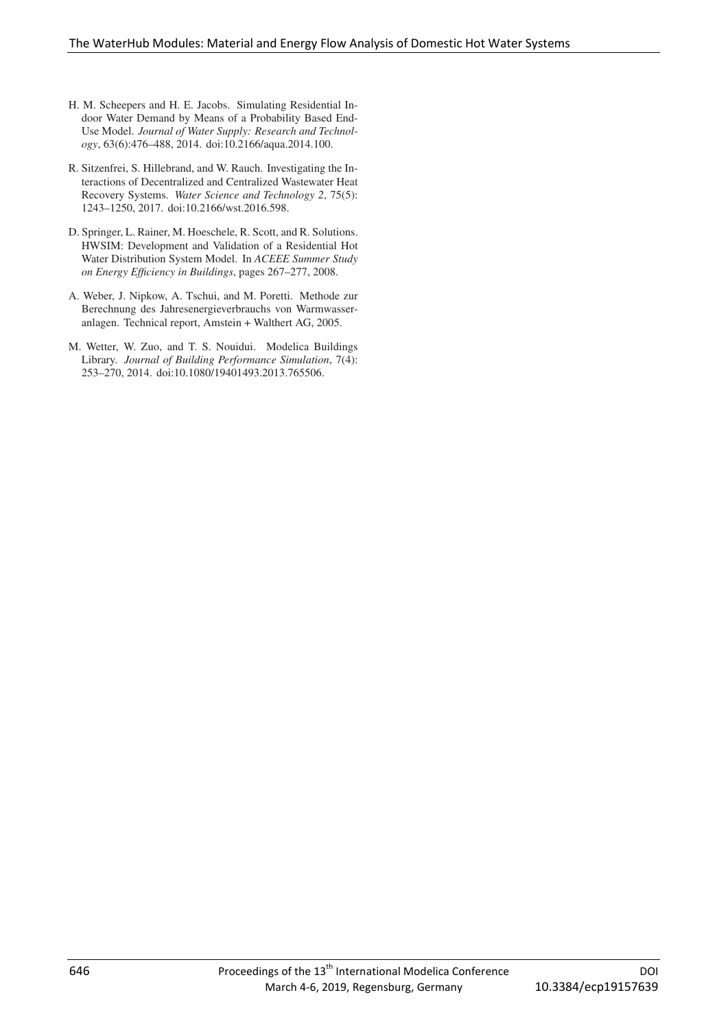H. M. Scheepers and H. E. Jacobs. Simulating Residential Indoor Water Demand by Means of a Probability Based End-Use Model. *Journal of Water Supply: Research and Technology*, 63(6):476–488, 2014. doi:10.2166/aqua.2014.100.

R. Sitzenfrei, S. Hillebrand, and W. Rauch. Investigating the Interactions of Decentralized and Centralized Wastewater Heat Recovery Systems. *Water Science and Technology 2*, 75(5): 1243–1250, 2017. doi:10.2166/wst.2016.598.

D. Springer, L. Rainer, M. Hoeschele, R. Scott, and R. Solutions. HWSIM: Development and Validation of a Residential Hot Water Distribution System Model. In *ACEEE Summer Study on Energy Efficiency in Buildings*, pages 267–277, 2008.

A. Weber, J. Nipkow, A. Tschui, and M. Poretti. Methode zur Berechnung des Jahresenergieverbrauchs von Warmwasseranlagen. Technical report, Amstein + Walthert AG, 2005.

M. Wetter, W. Zuo, and T. S. Nouidui. Modelica Buildings Library. *Journal of Building Performance Simulation*, 7(4): 253–270, 2014. doi:10.1080/19401493.2013.765506.